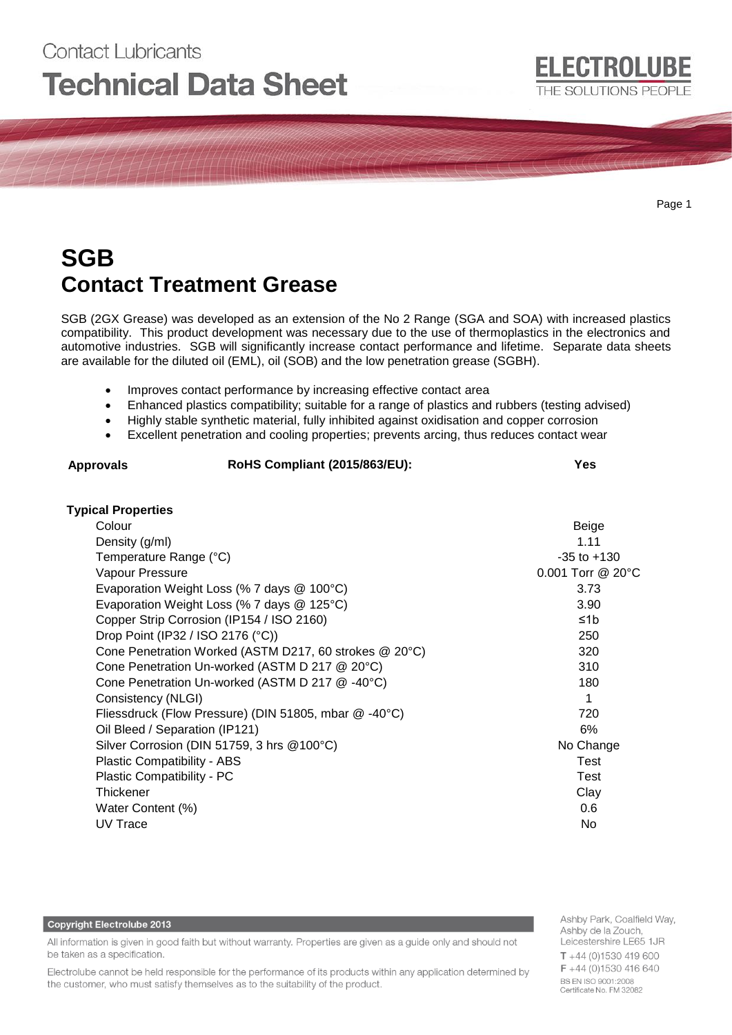Contact Lubricants

# Technical Data Sheet

ELECTROLUBE
THE SOLUTIONS PEOPLE

# SGB
## Contact Treatment Grease

SGB (2GX Grease) was developed as an extension of the No 2 Range (SGA and SOA) with increased plastics compatibility. This product development was necessary due to the use of thermoplastics in the electronics and automotive industries. SGB will significantly increase contact performance and lifetime. Separate data sheets are available for the diluted oil (EML), oil (SOB) and the low penetration grease (SGBH).

- Improves contact performance by increasing effective contact area
- Enhanced plastics compatibility; suitable for a range of plastics and rubbers (testing advised)
- Highly stable synthetic material, fully inhibited against oxidisation and copper corrosion
- Excellent penetration and cooling properties; prevents arcing, thus reduces contact wear

| | | |
|---|---|---|
| **Approvals** | **RoHS Compliant (2015/863/EU):** | **Yes** |

**Typical Properties**

| | |
|---|---|
| Colour | Beige |
| Density (g/ml) | 1.11 |
| Temperature Range (°C) | -35 to +130 |
| Vapour Pressure | 0.001 Torr @ 20°C |
| Evaporation Weight Loss (% 7 days @ 100°C) | 3.73 |
| Evaporation Weight Loss (% 7 days @ 125°C) | 3.90 |
| Copper Strip Corrosion (IP154 / ISO 2160) | ≤1b |
| Drop Point (IP32 / ISO 2176 (°C)) | 250 |
| Cone Penetration Worked (ASTM D217, 60 strokes @ 20°C) | 320 |
| Cone Penetration Un-worked (ASTM D 217 @ 20°C) | 310 |
| Cone Penetration Un-worked (ASTM D 217 @ -40°C) | 180 |
| Consistency (NLGI) | 1 |
| Fliessdruck (Flow Pressure) (DIN 51805, mbar @ -40°C) | 720 |
| Oil Bleed / Separation (IP121) | 6% |
| Silver Corrosion (DIN 51759, 3 hrs @100°C) | No Change |
| Plastic Compatibility - ABS | Test |
| Plastic Compatibility - PC | Test |
| Thickener | Clay |
| Water Content (%) | 0.6 |
| UV Trace | No |

**Copyright Electrolube 2013**

All information is given in good faith but without warranty. Properties are given as a guide only and should not be taken as a specification.

Electrolube cannot be held responsible for the performance of its products within any application determined by the customer, who must satisfy themselves as to the suitability of the product.

Ashby Park, Coalfield Way,
Ashby de la Zouch,
Leicestershire LE65 1JR
T +44 (0)1530 419 600
F +44 (0)1530 416 640
BS EN ISO 9001:2008
Certificate No. FM 32082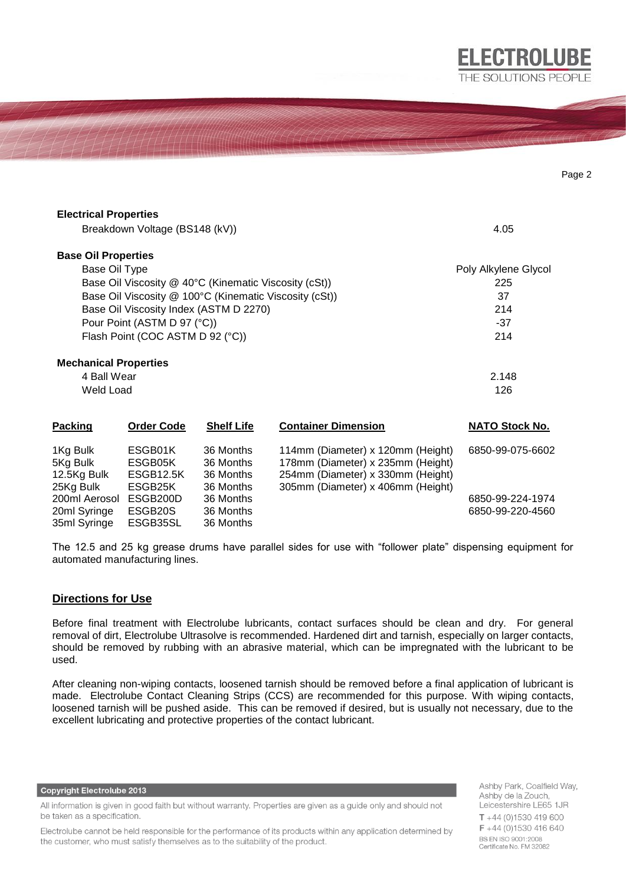**Electrical Properties**

| | |
|---|---|
| Breakdown Voltage (BS148 (kV)) | 4.05 |

**Base Oil Properties**

| | |
|---|---|
| Base Oil Type | Poly Alkylene Glycol |
| Base Oil Viscosity @ 40°C (Kinematic Viscosity (cSt)) | 225 |
| Base Oil Viscosity @ 100°C (Kinematic Viscosity (cSt)) | 37 |
| Base Oil Viscosity Index (ASTM D 2270) | 214 |
| Pour Point (ASTM D 97 (°C)) | -37 |
| Flash Point (COC ASTM D 92 (°C)) | 214 |

**Mechanical Properties**

| | |
|---|---|
| 4 Ball Wear | 2.148 |
| Weld Load | 126 |

| Packing | Order Code | Shelf Life | Container Dimension | NATO Stock No. |
|---|---|---|---|---|
| 1Kg Bulk | ESGB01K | 36 Months | 114mm (Diameter) x 120mm (Height) | 6850-99-075-6602 |
| 5Kg Bulk | ESGB05K | 36 Months | 178mm (Diameter) x 235mm (Height) | |
| 12.5Kg Bulk | ESGB12.5K | 36 Months | 254mm (Diameter) x 330mm (Height) | |
| 25Kg Bulk | ESGB25K | 36 Months | 305mm (Diameter) x 406mm (Height) | |
| 200ml Aerosol | ESGB200D | 36 Months | | 6850-99-224-1974 |
| 20ml Syringe | ESGB20S | 36 Months | | 6850-99-220-4560 |
| 35ml Syringe | ESGB35SL | 36 Months | | |

The 12.5 and 25 kg grease drums have parallel sides for use with "follower plate" dispensing equipment for automated manufacturing lines.

## Directions for Use

Before final treatment with Electrolube lubricants, contact surfaces should be clean and dry. For general removal of dirt, Electrolube Ultrasolve is recommended. Hardened dirt and tarnish, especially on larger contacts, should be removed by rubbing with an abrasive material, which can be impregnated with the lubricant to be used.

After cleaning non-wiping contacts, loosened tarnish should be removed before a final application of lubricant is made. Electrolube Contact Cleaning Strips (CCS) are recommended for this purpose. With wiping contacts, loosened tarnish will be pushed aside. This can be removed if desired, but is usually not necessary, due to the excellent lubricating and protective properties of the contact lubricant.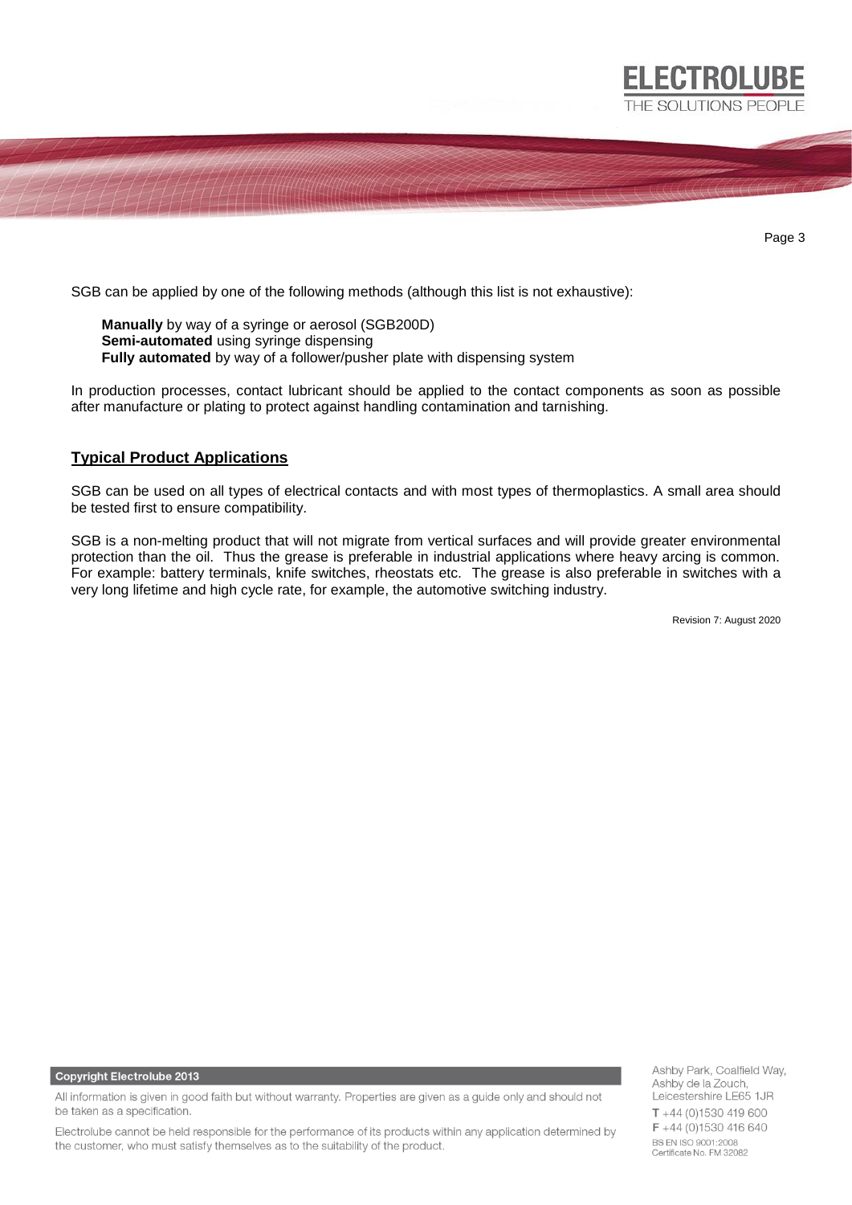SGB can be applied by one of the following methods (although this list is not exhaustive):

**Manually** by way of a syringe or aerosol (SGB200D)
**Semi-automated** using syringe dispensing
**Fully automated** by way of a follower/pusher plate with dispensing system

In production processes, contact lubricant should be applied to the contact components as soon as possible after manufacture or plating to protect against handling contamination and tarnishing.

## Typical Product Applications

SGB can be used on all types of electrical contacts and with most types of thermoplastics. A small area should be tested first to ensure compatibility.

SGB is a non-melting product that will not migrate from vertical surfaces and will provide greater environmental protection than the oil. Thus the grease is preferable in industrial applications where heavy arcing is common. For example: battery terminals, knife switches, rheostats etc. The grease is also preferable in switches with a very long lifetime and high cycle rate, for example, the automotive switching industry.

Revision 7: August 2020

**Copyright Electrolube 2013**

All information is given in good faith but without warranty. Properties are given as a guide only and should not be taken as a specification.

Electrolube cannot be held responsible for the performance of its products within any application determined by the customer, who must satisfy themselves as to the suitability of the product.

Ashby Park, Coalfield Way,
Ashby de la Zouch,
Leicestershire LE65 1JR
T +44 (0)1530 419 600
F +44 (0)1530 416 640
BS EN ISO 9001:2008
Certificate No. FM 32082